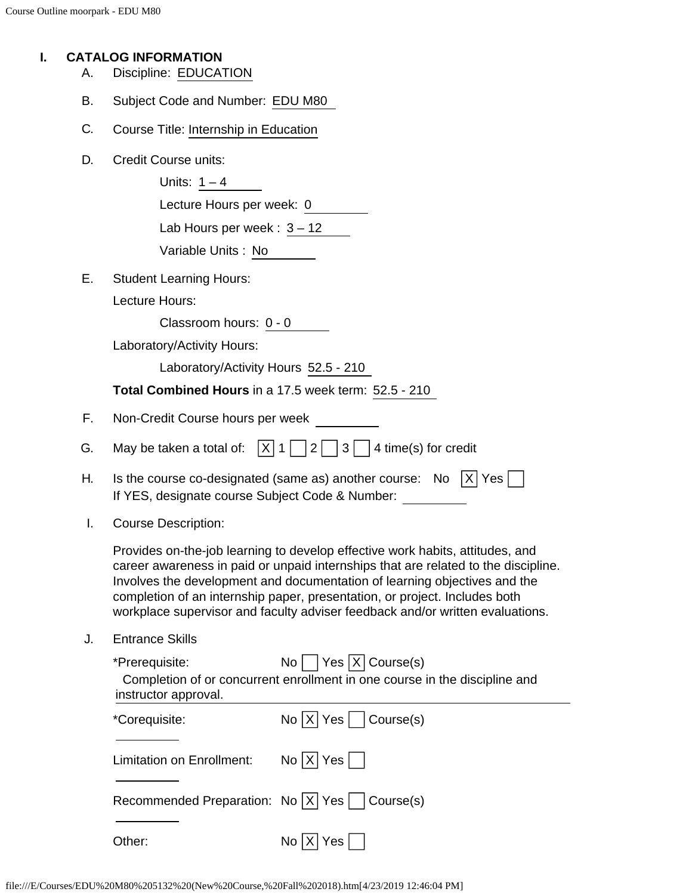## I. CATALOG INFORMATION

A. Discipline: EDUCATION

B. Subject Code and Number: EDU M80

C. Course Title: Internship in Education

D. Credit Course units:

- Units: 1 – 4
- Lecture Hours per week: 0
- Lab Hours per week : 3 – 12
- Variable Units : No

E. Student Learning Hours:

Lecture Hours:

- Classroom hours: 0 - 0

Laboratory/Activity Hours:

- Laboratory/Activity Hours 52.5 - 210

**Total Combined Hours** in a 17.5 week term: 52.5 - 210

F. Non-Credit Course hours per week

G. May be taken a total of: [X] 1 [ ] 2 [ ] 3 [ ] 4 time(s) for credit

H. Is the course co-designated (same as) another course: No [X] Yes [ ]
If YES, designate course Subject Code & Number:

I. Course Description:

Provides on-the-job learning to develop effective work habits, attitudes, and career awareness in paid or unpaid internships that are related to the discipline. Involves the development and documentation of learning objectives and the completion of an internship paper, presentation, or project. Includes both workplace supervisor and faculty adviser feedback and/or written evaluations.

J. Entrance Skills

*Prerequisite: No [ ] Yes [X] Course(s)
Completion of or concurrent enrollment in one course in the discipline and instructor approval.

*Corequisite: No [X] Yes [ ] Course(s)

Limitation on Enrollment: No [X] Yes [ ]

Recommended Preparation: No [X] Yes [ ] Course(s)

Other: No [X] Yes [ ]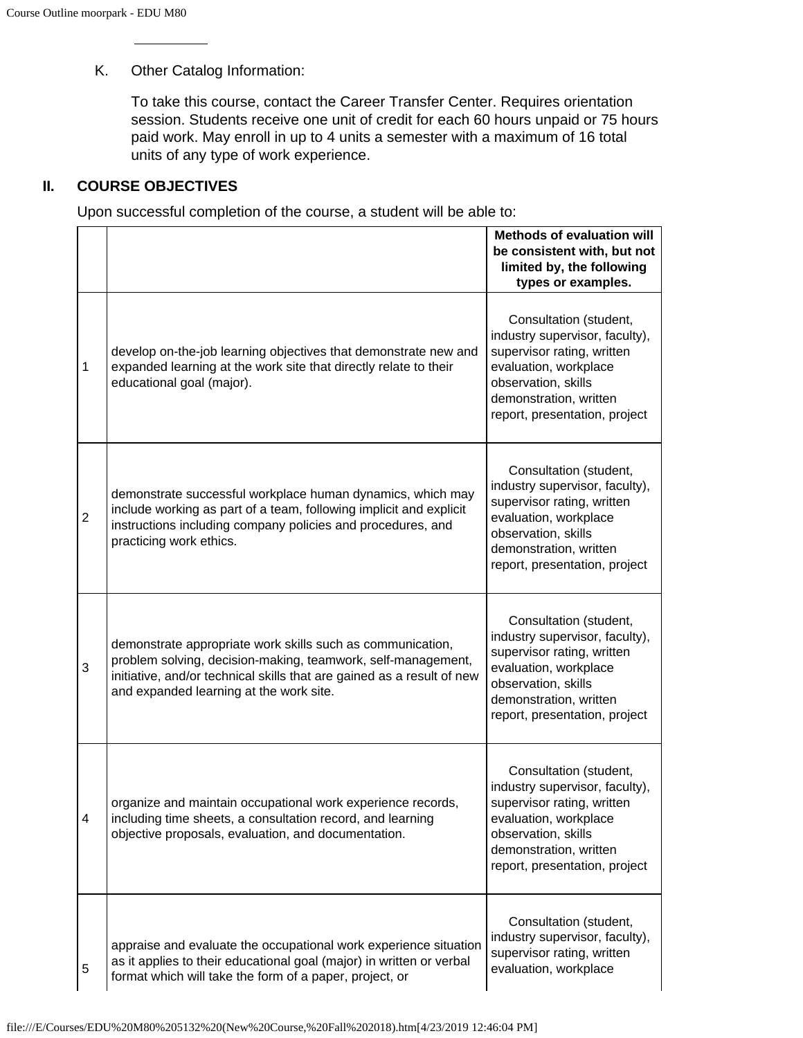K. Other Catalog Information:

To take this course, contact the Career Transfer Center. Requires orientation session. Students receive one unit of credit for each 60 hours unpaid or 75 hours paid work. May enroll in up to 4 units a semester with a maximum of 16 total units of any type of work experience.

## II. COURSE OBJECTIVES

Upon successful completion of the course, a student will be able to:

| | | Methods of evaluation will be consistent with, but not limited by, the following types or examples. |
|---|---|---|
| 1 | develop on-the-job learning objectives that demonstrate new and expanded learning at the work site that directly relate to their educational goal (major). | Consultation (student, industry supervisor, faculty), supervisor rating, written evaluation, workplace observation, skills demonstration, written report, presentation, project |
| 2 | demonstrate successful workplace human dynamics, which may include working as part of a team, following implicit and explicit instructions including company policies and procedures, and practicing work ethics. | Consultation (student, industry supervisor, faculty), supervisor rating, written evaluation, workplace observation, skills demonstration, written report, presentation, project |
| 3 | demonstrate appropriate work skills such as communication, problem solving, decision-making, teamwork, self-management, initiative, and/or technical skills that are gained as a result of new and expanded learning at the work site. | Consultation (student, industry supervisor, faculty), supervisor rating, written evaluation, workplace observation, skills demonstration, written report, presentation, project |
| 4 | organize and maintain occupational work experience records, including time sheets, a consultation record, and learning objective proposals, evaluation, and documentation. | Consultation (student, industry supervisor, faculty), supervisor rating, written evaluation, workplace observation, skills demonstration, written report, presentation, project |
| 5 | appraise and evaluate the occupational work experience situation as it applies to their educational goal (major) in written or verbal format which will take the form of a paper, project, or | Consultation (student, industry supervisor, faculty), supervisor rating, written evaluation, workplace |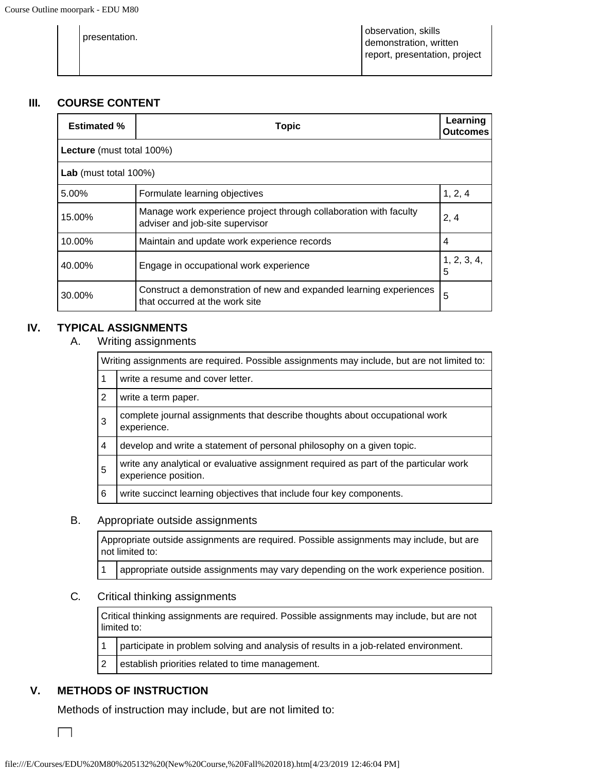| | presentation. | observation, skills demonstration, written report, presentation, project |
|---|---|---|

## III. COURSE CONTENT

| Estimated % | Topic | Learning Outcomes |
|---|---|---|
| **Lecture** (must total 100%) | | |
| **Lab** (must total 100%) | | |
| 5.00% | Formulate learning objectives | 1, 2, 4 |
| 15.00% | Manage work experience project through collaboration with faculty adviser and job-site supervisor | 2, 4 |
| 10.00% | Maintain and update work experience records | 4 |
| 40.00% | Engage in occupational work experience | 1, 2, 3, 4, 5 |
| 30.00% | Construct a demonstration of new and expanded learning experiences that occurred at the work site | 5 |

## IV. TYPICAL ASSIGNMENTS

### A. Writing assignments

| Writing assignments are required. Possible assignments may include, but are not limited to: | |
|---|---|
| 1 | write a resume and cover letter. |
| 2 | write a term paper. |
| 3 | complete journal assignments that describe thoughts about occupational work experience. |
| 4 | develop and write a statement of personal philosophy on a given topic. |
| 5 | write any analytical or evaluative assignment required as part of the particular work experience position. |
| 6 | write succinct learning objectives that include four key components. |

### B. Appropriate outside assignments

| Appropriate outside assignments are required. Possible assignments may include, but are not limited to: | |
|---|---|
| 1 | appropriate outside assignments may vary depending on the work experience position. |

### C. Critical thinking assignments

| Critical thinking assignments are required. Possible assignments may include, but are not limited to: | |
|---|---|
| 1 | participate in problem solving and analysis of results in a job-related environment. |
| 2 | establish priorities related to time management. |

## V. METHODS OF INSTRUCTION

Methods of instruction may include, but are not limited to: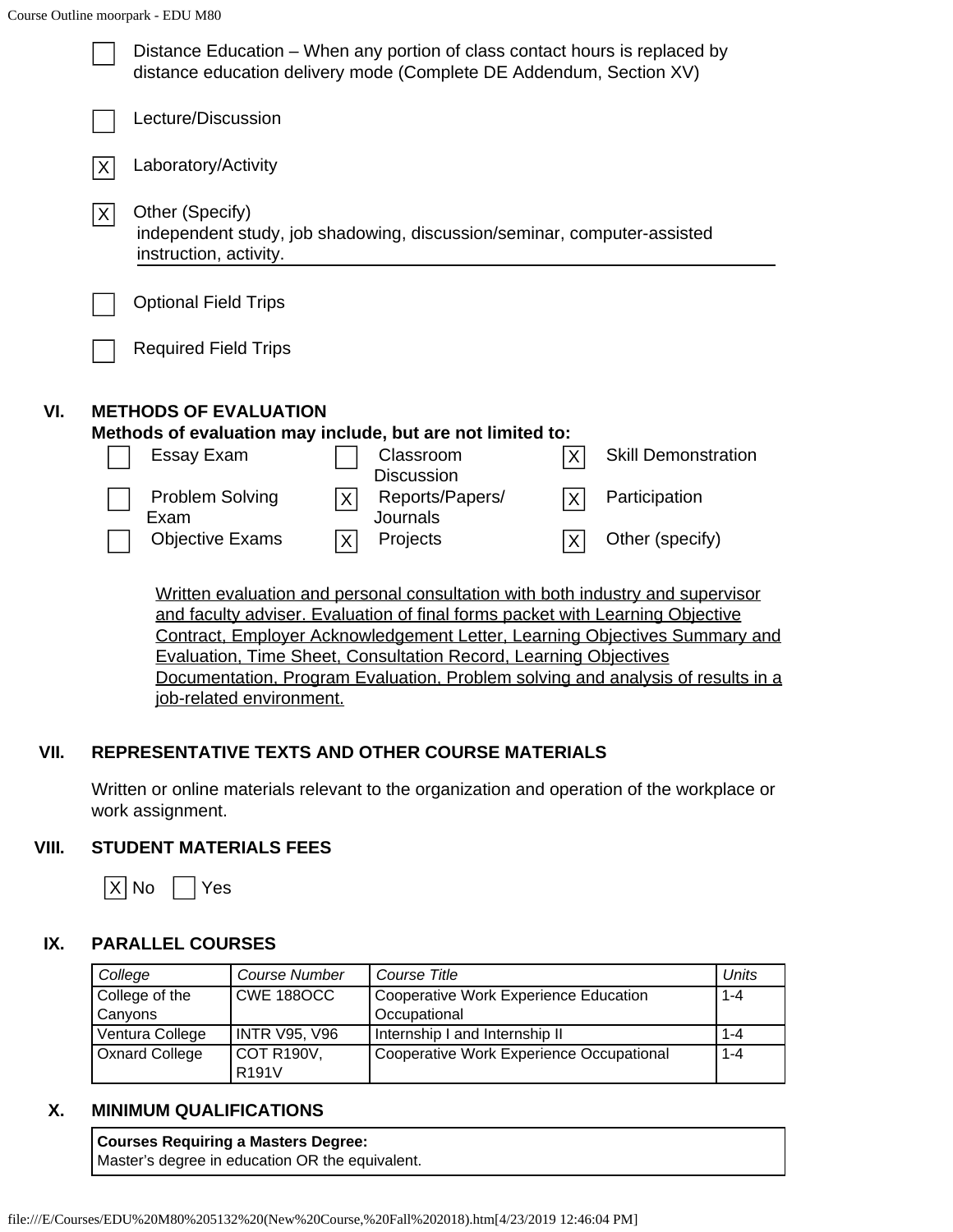- [ ] Distance Education – When any portion of class contact hours is replaced by distance education delivery mode (Complete DE Addendum, Section XV)
- [ ] Lecture/Discussion
- [X] Laboratory/Activity
- [X] Other (Specify)
  independent study, job shadowing, discussion/seminar, computer-assisted instruction, activity.
- [ ] Optional Field Trips
- [ ] Required Field Trips

## VI. METHODS OF EVALUATION

**Methods of evaluation may include, but are not limited to:**

| | | |
|---|---|---|
| [ ] Essay Exam | [ ] Classroom Discussion | [X] Skill Demonstration |
| [ ] Problem Solving Exam | [X] Reports/Papers/ Journals | [X] Participation |
| [ ] Objective Exams | [X] Projects | [X] Other (specify) |

Written evaluation and personal consultation with both industry and supervisor and faculty adviser. Evaluation of final forms packet with Learning Objective Contract, Employer Acknowledgement Letter, Learning Objectives Summary and Evaluation, Time Sheet, Consultation Record, Learning Objectives Documentation, Program Evaluation, Problem solving and analysis of results in a job-related environment.

## VII. REPRESENTATIVE TEXTS AND OTHER COURSE MATERIALS

Written or online materials relevant to the organization and operation of the workplace or work assignment.

## VIII. STUDENT MATERIALS FEES

[X] No [ ] Yes

## IX. PARALLEL COURSES

| *College* | *Course Number* | *Course Title* | *Units* |
|---|---|---|---|
| College of the Canyons | CWE 188OCC | Cooperative Work Experience Education Occupational | 1-4 |
| Ventura College | INTR V95, V96 | Internship I and Internship II | 1-4 |
| Oxnard College | COT R190V, R191V | Cooperative Work Experience Occupational | 1-4 |

## X. MINIMUM QUALIFICATIONS

**Courses Requiring a Masters Degree:**
Master's degree in education OR the equivalent.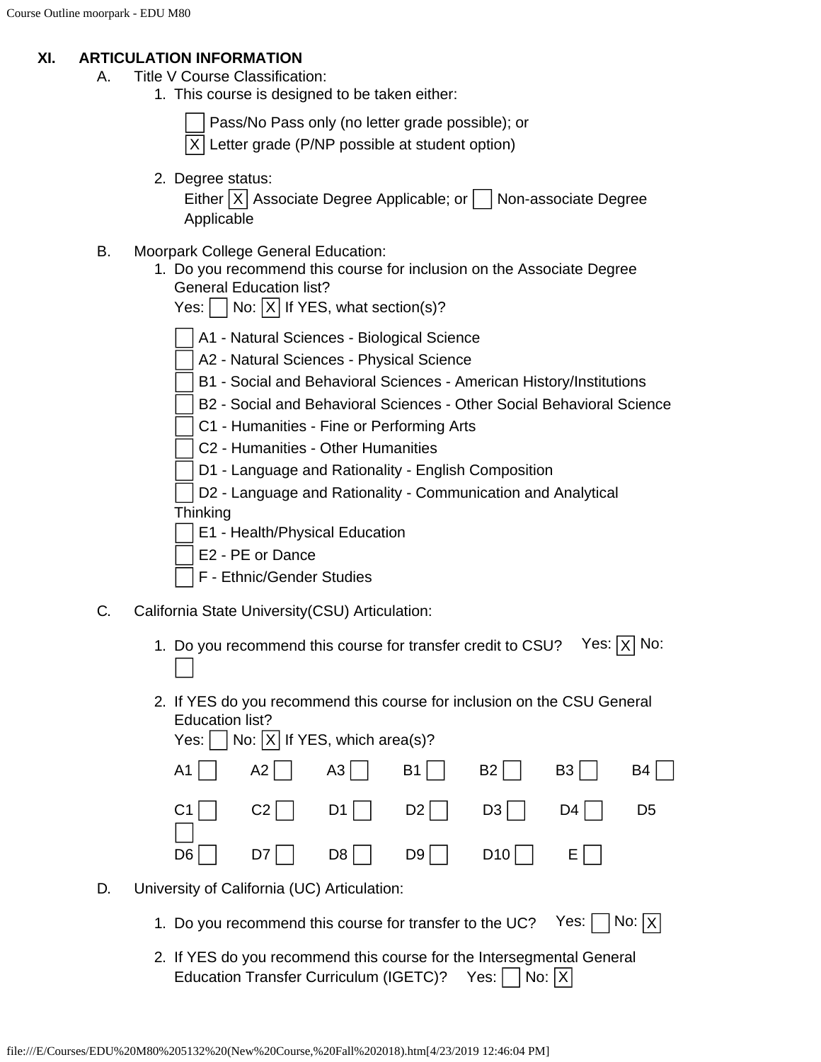## XI. ARTICULATION INFORMATION

A. Title V Course Classification:

1. This course is designed to be taken either:

   [ ] Pass/No Pass only (no letter grade possible); or
   [X] Letter grade (P/NP possible at student option)

2. Degree status:
   Either [X] Associate Degree Applicable; or [ ] Non-associate Degree Applicable

B. Moorpark College General Education:

1. Do you recommend this course for inclusion on the Associate Degree General Education list?
   Yes: [ ] No: [X] If YES, what section(s)?

   [ ] A1 - Natural Sciences - Biological Science
   [ ] A2 - Natural Sciences - Physical Science
   [ ] B1 - Social and Behavioral Sciences - American History/Institutions
   [ ] B2 - Social and Behavioral Sciences - Other Social Behavioral Science
   [ ] C1 - Humanities - Fine or Performing Arts
   [ ] C2 - Humanities - Other Humanities
   [ ] D1 - Language and Rationality - English Composition
   [ ] D2 - Language and Rationality - Communication and Analytical Thinking
   [ ] E1 - Health/Physical Education
   [ ] E2 - PE or Dance
   [ ] F - Ethnic/Gender Studies

C. California State University(CSU) Articulation:

1. Do you recommend this course for transfer credit to CSU? Yes: [X] No: [ ]

2. If YES do you recommend this course for inclusion on the CSU General Education list?
   Yes: [ ] No: [X] If YES, which area(s)?

   A1 [ ] A2 [ ] A3 [ ] B1 [ ] B2 [ ] B3 [ ] B4 [ ]
   C1 [ ] C2 [ ] D1 [ ] D2 [ ] D3 [ ] D4 [ ] D5 [ ]
   D6 [ ] D7 [ ] D8 [ ] D9 [ ] D10 [ ] E [ ]

D. University of California (UC) Articulation:

1. Do you recommend this course for transfer to the UC? Yes: [ ] No: [X]

2. If YES do you recommend this course for the Intersegmental General Education Transfer Curriculum (IGETC)? Yes: [ ] No: [X]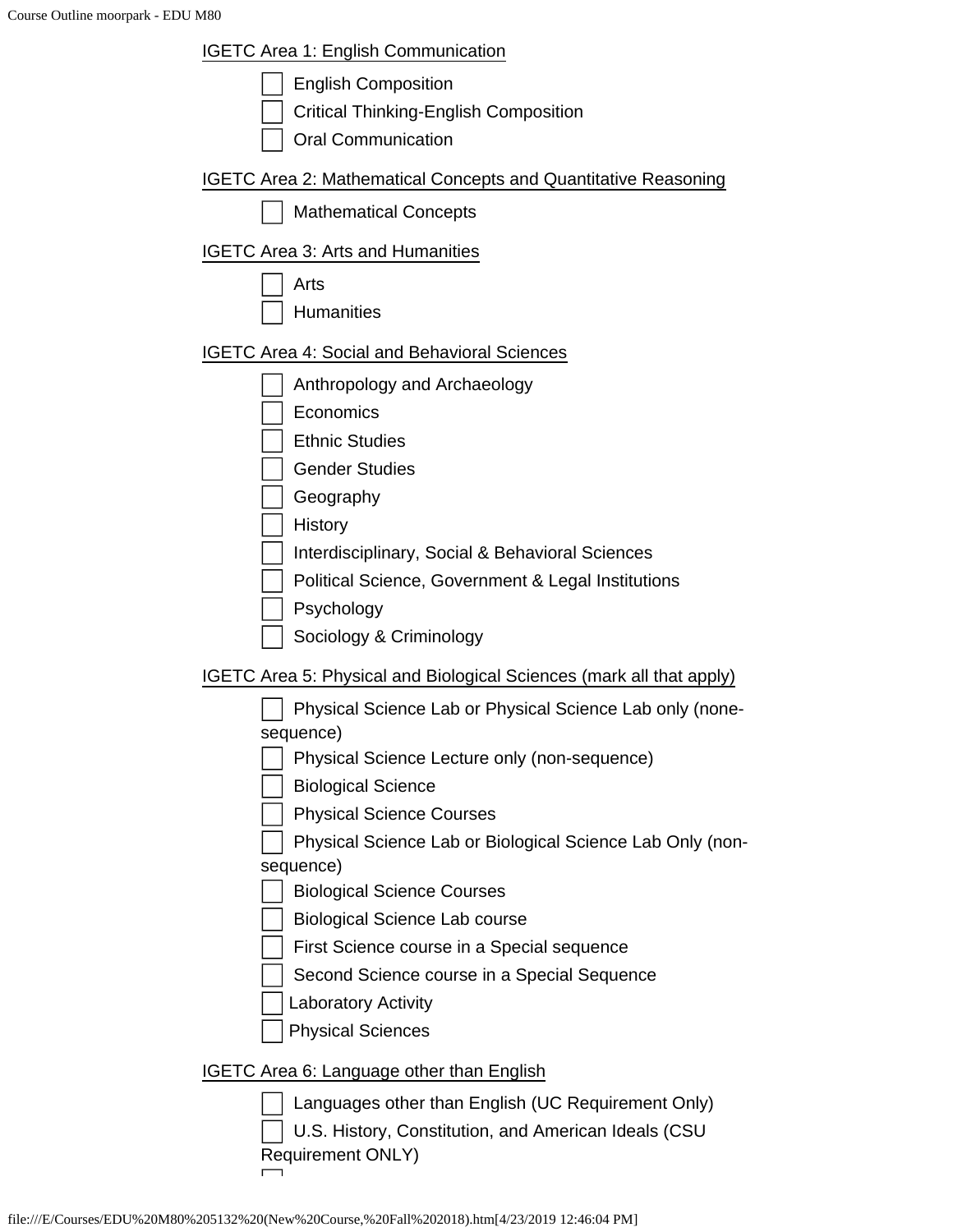IGETC Area 1: English Communication

- [ ] English Composition
- [ ] Critical Thinking-English Composition
- [ ] Oral Communication

IGETC Area 2: Mathematical Concepts and Quantitative Reasoning

- [ ] Mathematical Concepts

IGETC Area 3: Arts and Humanities

- [ ] Arts
- [ ] Humanities

IGETC Area 4: Social and Behavioral Sciences

- [ ] Anthropology and Archaeology
- [ ] Economics
- [ ] Ethnic Studies
- [ ] Gender Studies
- [ ] Geography
- [ ] History
- [ ] Interdisciplinary, Social & Behavioral Sciences
- [ ] Political Science, Government & Legal Institutions
- [ ] Psychology
- [ ] Sociology & Criminology

IGETC Area 5: Physical and Biological Sciences (mark all that apply)

- [ ] Physical Science Lab or Physical Science Lab only (none-sequence)
- [ ] Physical Science Lecture only (non-sequence)
- [ ] Biological Science
- [ ] Physical Science Courses
- [ ] Physical Science Lab or Biological Science Lab Only (non-sequence)
- [ ] Biological Science Courses
- [ ] Biological Science Lab course
- [ ] First Science course in a Special sequence
- [ ] Second Science course in a Special Sequence
- [ ] Laboratory Activity
- [ ] Physical Sciences

IGETC Area 6: Language other than English

- [ ] Languages other than English (UC Requirement Only)
- [ ] U.S. History, Constitution, and American Ideals (CSU Requirement ONLY)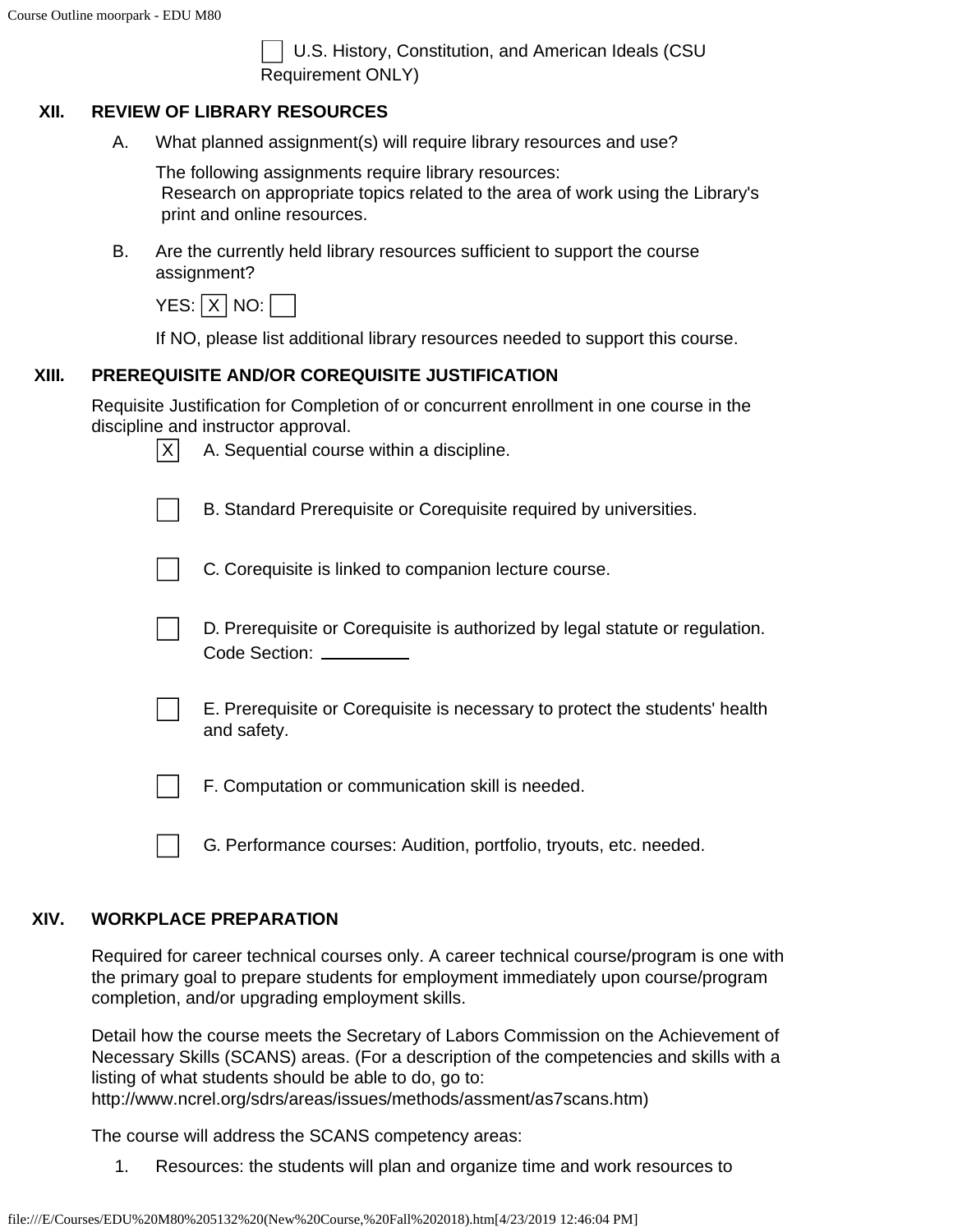☐ U.S. History, Constitution, and American Ideals (CSU Requirement ONLY)

## XII. REVIEW OF LIBRARY RESOURCES

A. What planned assignment(s) will require library resources and use?

The following assignments require library resources:
Research on appropriate topics related to the area of work using the Library's print and online resources.

B. Are the currently held library resources sufficient to support the course assignment?

YES: ☒ NO: ☐

If NO, please list additional library resources needed to support this course.

## XIII. PREREQUISITE AND/OR COREQUISITE JUSTIFICATION

Requisite Justification for Completion of or concurrent enrollment in one course in the discipline and instructor approval.

☒ A. Sequential course within a discipline.

☐ B. Standard Prerequisite or Corequisite required by universities.

☐ C. Corequisite is linked to companion lecture course.

☐ D. Prerequisite or Corequisite is authorized by legal statute or regulation. Code Section: ________

☐ E. Prerequisite or Corequisite is necessary to protect the students' health and safety.

☐ F. Computation or communication skill is needed.

☐ G. Performance courses: Audition, portfolio, tryouts, etc. needed.

## XIV. WORKPLACE PREPARATION

Required for career technical courses only. A career technical course/program is one with the primary goal to prepare students for employment immediately upon course/program completion, and/or upgrading employment skills.

Detail how the course meets the Secretary of Labors Commission on the Achievement of Necessary Skills (SCANS) areas. (For a description of the competencies and skills with a listing of what students should be able to do, go to: http://www.ncrel.org/sdrs/areas/issues/methods/assment/as7scans.htm)

The course will address the SCANS competency areas:

1. Resources: the students will plan and organize time and work resources to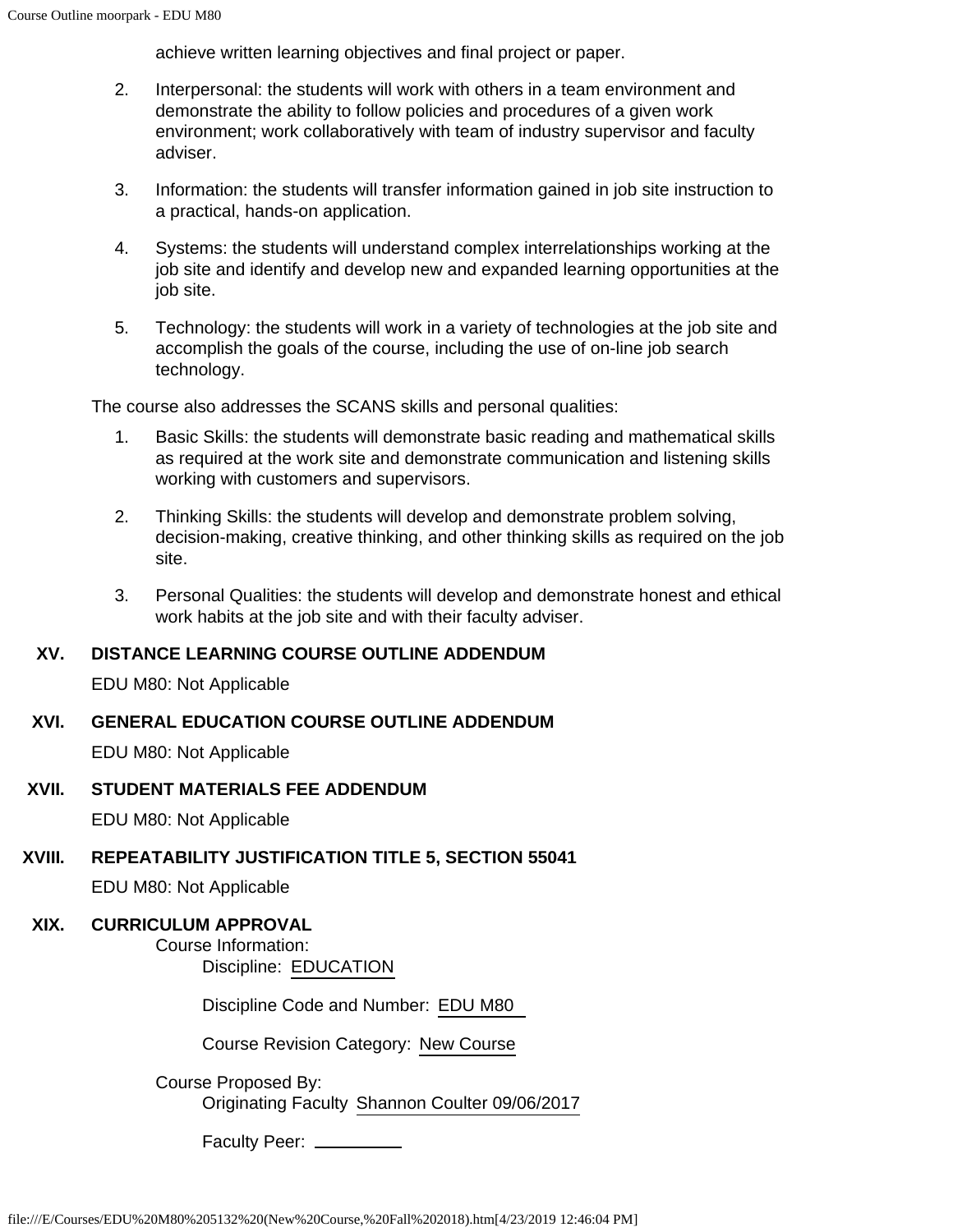achieve written learning objectives and final project or paper.

2. Interpersonal: the students will work with others in a team environment and demonstrate the ability to follow policies and procedures of a given work environment; work collaboratively with team of industry supervisor and faculty adviser.

3. Information: the students will transfer information gained in job site instruction to a practical, hands-on application.

4. Systems: the students will understand complex interrelationships working at the job site and identify and develop new and expanded learning opportunities at the job site.

5. Technology: the students will work in a variety of technologies at the job site and accomplish the goals of the course, including the use of on-line job search technology.

The course also addresses the SCANS skills and personal qualities:

1. Basic Skills: the students will demonstrate basic reading and mathematical skills as required at the work site and demonstrate communication and listening skills working with customers and supervisors.

2. Thinking Skills: the students will develop and demonstrate problem solving, decision-making, creative thinking, and other thinking skills as required on the job site.

3. Personal Qualities: the students will develop and demonstrate honest and ethical work habits at the job site and with their faculty adviser.

## XV. DISTANCE LEARNING COURSE OUTLINE ADDENDUM

EDU M80: Not Applicable

## XVI. GENERAL EDUCATION COURSE OUTLINE ADDENDUM

EDU M80: Not Applicable

## XVII. STUDENT MATERIALS FEE ADDENDUM

EDU M80: Not Applicable

## XVIII. REPEATABILITY JUSTIFICATION TITLE 5, SECTION 55041

EDU M80: Not Applicable

## XIX. CURRICULUM APPROVAL

Course Information:

Discipline: EDUCATION

Discipline Code and Number: EDU M80

Course Revision Category: New Course

Course Proposed By:

Originating Faculty Shannon Coulter 09/06/2017

Faculty Peer: __________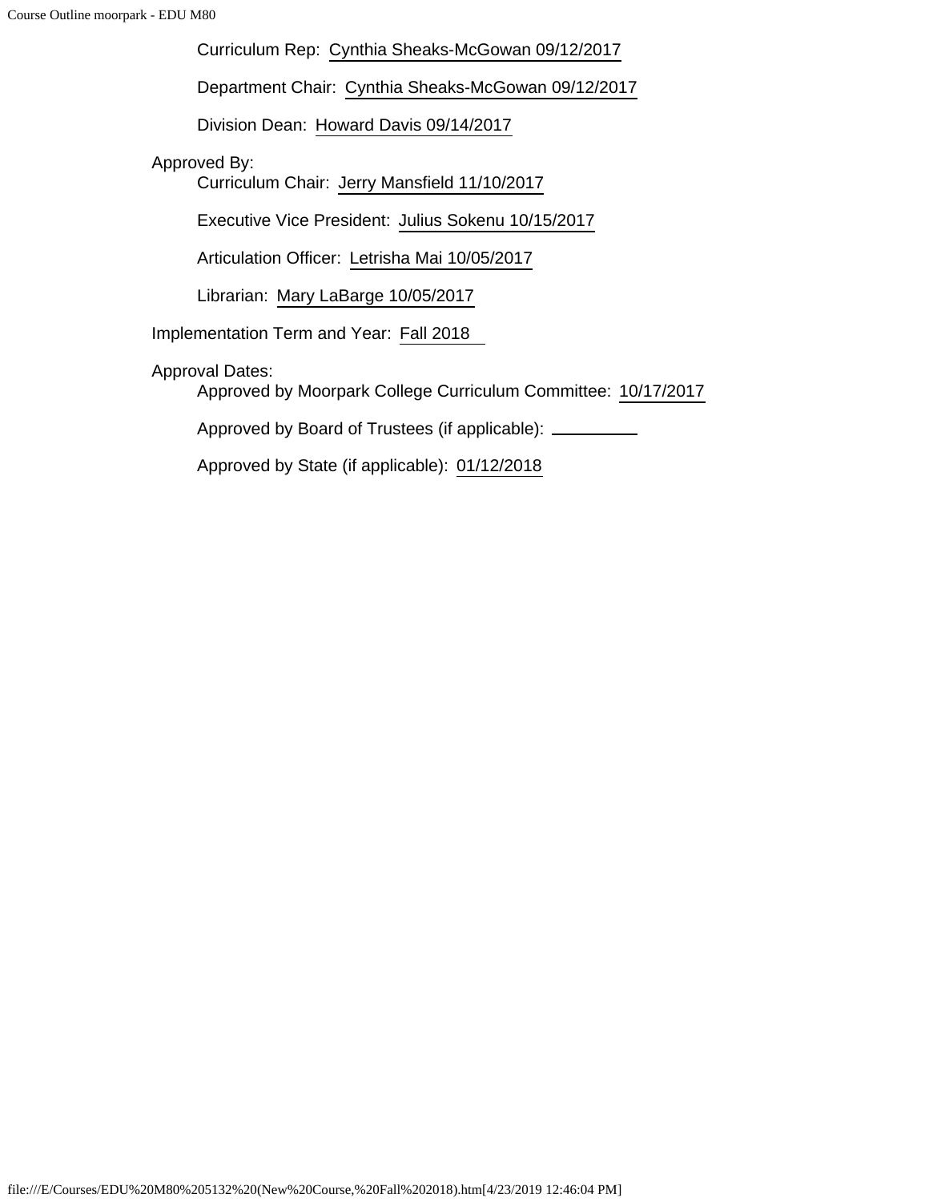Curriculum Rep: Cynthia Sheaks-McGowan 09/12/2017

Department Chair: Cynthia Sheaks-McGowan 09/12/2017

Division Dean: Howard Davis 09/14/2017

Approved By:

Curriculum Chair: Jerry Mansfield 11/10/2017

Executive Vice President: Julius Sokenu 10/15/2017

Articulation Officer: Letrisha Mai 10/05/2017

Librarian: Mary LaBarge 10/05/2017

Implementation Term and Year: Fall 2018

Approval Dates:

Approved by Moorpark College Curriculum Committee: 10/17/2017

Approved by Board of Trustees (if applicable): __________

Approved by State (if applicable): 01/12/2018